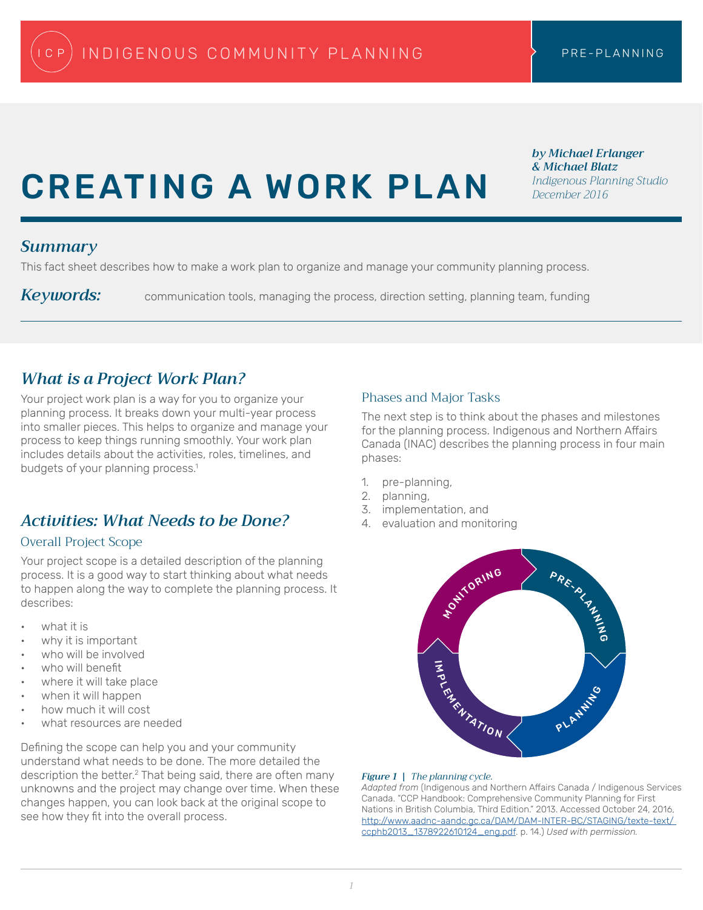# CREATING A WORK PLAN

***by Michael Erlanger & Michael Blatz***
*Indigenous Planning Studio*
*December 2016*

## *Summary*

This fact sheet describes how to make a work plan to organize and manage your community planning process.

***Keywords:*** communication tools, managing the process, direction setting, planning team, funding

## *What is a Project Work Plan?*

Your project work plan is a way for you to organize your planning process. It breaks down your multi-year process into smaller pieces. This helps to organize and manage your process to keep things running smoothly. Your work plan includes details about the activities, roles, timelines, and budgets of your planning process.[1]

## *Activities: What Needs to be Done?*

### Overall Project Scope

Your project scope is a detailed description of the planning process. It is a good way to start thinking about what needs to happen along the way to complete the planning process. It describes:

- what it is
- why it is important
- who will be involved
- who will benefit
- where it will take place
- when it will happen
- how much it will cost
- what resources are needed

Defining the scope can help you and your community understand what needs to be done. The more detailed the description the better.[2] That being said, there are often many unknowns and the project may change over time. When these changes happen, you can look back at the original scope to see how they fit into the overall process.

### Phases and Major Tasks

The next step is to think about the phases and milestones for the planning process. Indigenous and Northern Affairs Canada (INAC) describes the planning process in four main phases:

1. pre-planning,
2. planning,
3. implementation, and
4. evaluation and monitoring

***Figure 1 | The planning cycle.***
*Adapted from* (Indigenous and Northern Affairs Canada / Indigenous Services Canada. "CCP Handbook: Comprehensive Community Planning for First Nations in British Columbia, Third Edition." 2013. Accessed October 24, 2016, http://www.aadnc-aandc.gc.ca/DAM/DAM-INTER-BC/STAGING/texte-text/ccphb2013_1378922610124_eng.pdf. p. 14.) *Used with permission.*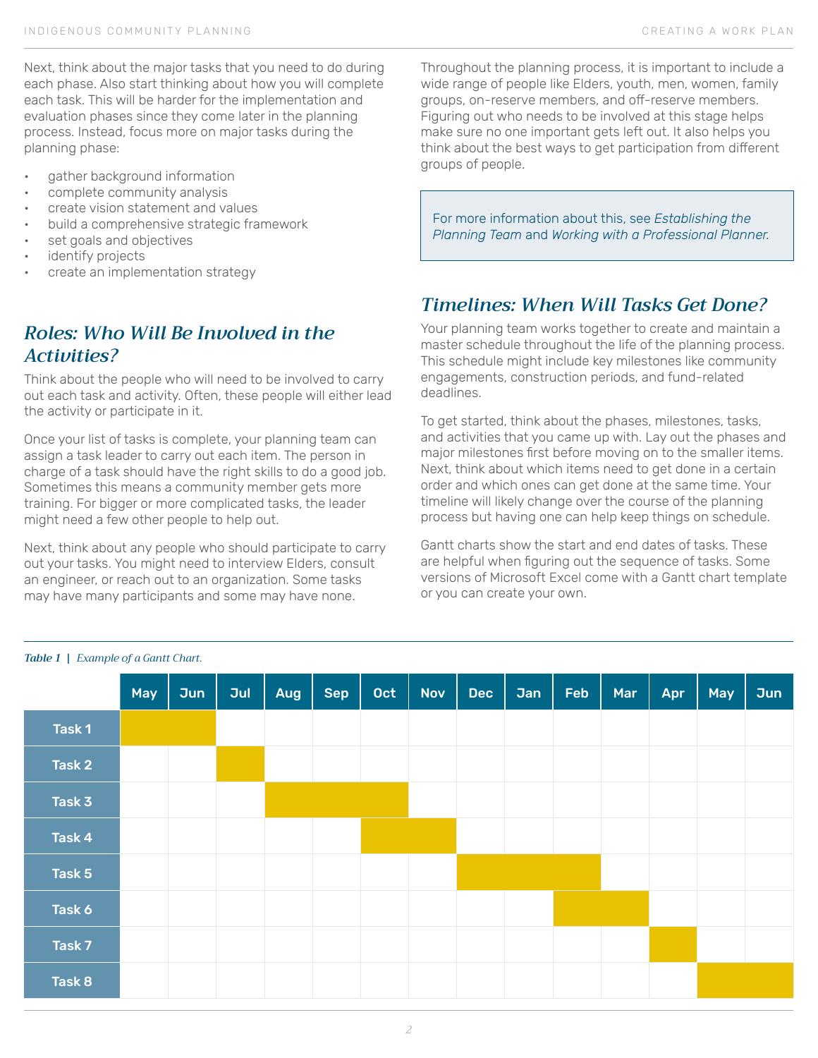Next, think about the major tasks that you need to do during each phase. Also start thinking about how you will complete each task. This will be harder for the implementation and evaluation phases since they come later in the planning process. Instead, focus more on major tasks during the planning phase:

- gather background information
- complete community analysis
- create vision statement and values
- build a comprehensive strategic framework
- set goals and objectives
- identify projects
- create an implementation strategy

## *Roles: Who Will Be Involved in the Activities?*

Think about the people who will need to be involved to carry out each task and activity. Often, these people will either lead the activity or participate in it.

Once your list of tasks is complete, your planning team can assign a task leader to carry out each item. The person in charge of a task should have the right skills to do a good job. Sometimes this means a community member gets more training. For bigger or more complicated tasks, the leader might need a few other people to help out.

Next, think about any people who should participate to carry out your tasks. You might need to interview Elders, consult an engineer, or reach out to an organization. Some tasks may have many participants and some may have none.

Throughout the planning process, it is important to include a wide range of people like Elders, youth, men, women, family groups, on-reserve members, and off-reserve members. Figuring out who needs to be involved at this stage helps make sure no one important gets left out. It also helps you think about the best ways to get participation from different groups of people.

> For more information about this, see *Establishing the Planning Team* and *Working with a Professional Planner.*

## *Timelines: When Will Tasks Get Done?*

Your planning team works together to create and maintain a master schedule throughout the life of the planning process. This schedule might include key milestones like community engagements, construction periods, and fund-related deadlines.

To get started, think about the phases, milestones, tasks, and activities that you came up with. Lay out the phases and major milestones first before moving on to the smaller items. Next, think about which items need to get done in a certain order and which ones can get done at the same time. Your timeline will likely change over the course of the planning process but having one can help keep things on schedule.

Gantt charts show the start and end dates of tasks. These are helpful when figuring out the sequence of tasks. Some versions of Microsoft Excel come with a Gantt chart template or you can create your own.

***Table 1** | Example of a Gantt Chart.*

| | May | Jun | Jul | Aug | Sep | Oct | Nov | Dec | Jan | Feb | Mar | Apr | May | Jun |
|---|---|---|---|---|---|---|---|---|---|---|---|---|---|---|
| Task 1 | ■ | ■ | | | | | | | | | | | | |
| Task 2 | | | ■ | | | | | | | | | | | |
| Task 3 | | | | ■ | ■ | ■ | | | | | | | | |
| Task 4 | | | | | | ■ | ■ | | | | | | | |
| Task 5 | | | | | | | | ■ | ■ | ■ | | | | |
| Task 6 | | | | | | | | | | ■ | ■ | | | |
| Task 7 | | | | | | | | | | | | ■ | | |
| Task 8 | | | | | | | | | | | | | ■ | ■ |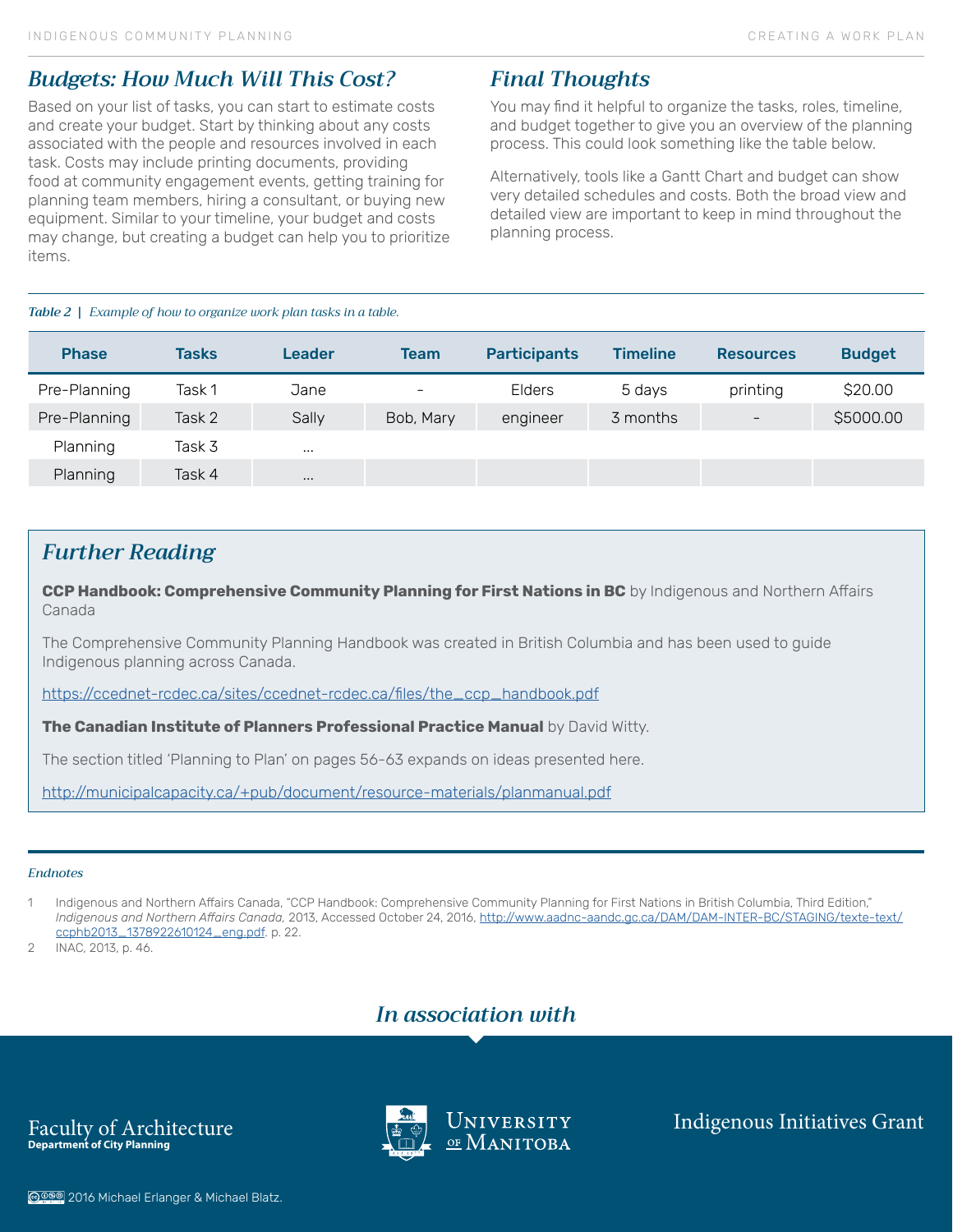## Budgets: How Much Will This Cost?

Based on your list of tasks, you can start to estimate costs and create your budget. Start by thinking about any costs associated with the people and resources involved in each task. Costs may include printing documents, providing food at community engagement events, getting training for planning team members, hiring a consultant, or buying new equipment. Similar to your timeline, your budget and costs may change, but creating a budget can help you to prioritize items.

## Final Thoughts

You may find it helpful to organize the tasks, roles, timeline, and budget together to give you an overview of the planning process. This could look something like the table below.

Alternatively, tools like a Gantt Chart and budget can show very detailed schedules and costs. Both the broad view and detailed view are important to keep in mind throughout the planning process.

*Table 2 | Example of how to organize work plan tasks in a table.*

| Phase | Tasks | Leader | Team | Participants | Timeline | Resources | Budget |
|---|---|---|---|---|---|---|---|
| Pre-Planning | Task 1 | Jane | - | Elders | 5 days | printing | $20.00 |
| Pre-Planning | Task 2 | Sally | Bob, Mary | engineer | 3 months | - | $5000.00 |
| Planning | Task 3 | ... | | | | | |
| Planning | Task 4 | ... | | | | | |

## Further Reading

**CCP Handbook: Comprehensive Community Planning for First Nations in BC** by Indigenous and Northern Affairs Canada

The Comprehensive Community Planning Handbook was created in British Columbia and has been used to guide Indigenous planning across Canada.

https://ccednet-rcdec.ca/sites/ccednet-rcdec.ca/files/the_ccp_handbook.pdf

**The Canadian Institute of Planners Professional Practice Manual** by David Witty.

The section titled 'Planning to Plan' on pages 56-63 expands on ideas presented here.

http://municipalcapacity.ca/+pub/document/resource-materials/planmanual.pdf

*Endnotes*

1 Indigenous and Northern Affairs Canada, "CCP Handbook: Comprehensive Community Planning for First Nations in British Columbia, Third Edition," *Indigenous and Northern Affairs Canada*, 2013, Accessed October 24, 2016, http://www.aadnc-aandc.gc.ca/DAM/DAM-INTER-BC/STAGING/texte-text/ccphb2013_1378922610124_eng.pdf. p. 22.

2 INAC, 2013, p. 46.

*In association with*

Faculty of Architecture
**Department of City Planning**

University of Manitoba

Indigenous Initiatives Grant

2016 Michael Erlanger & Michael Blatz.